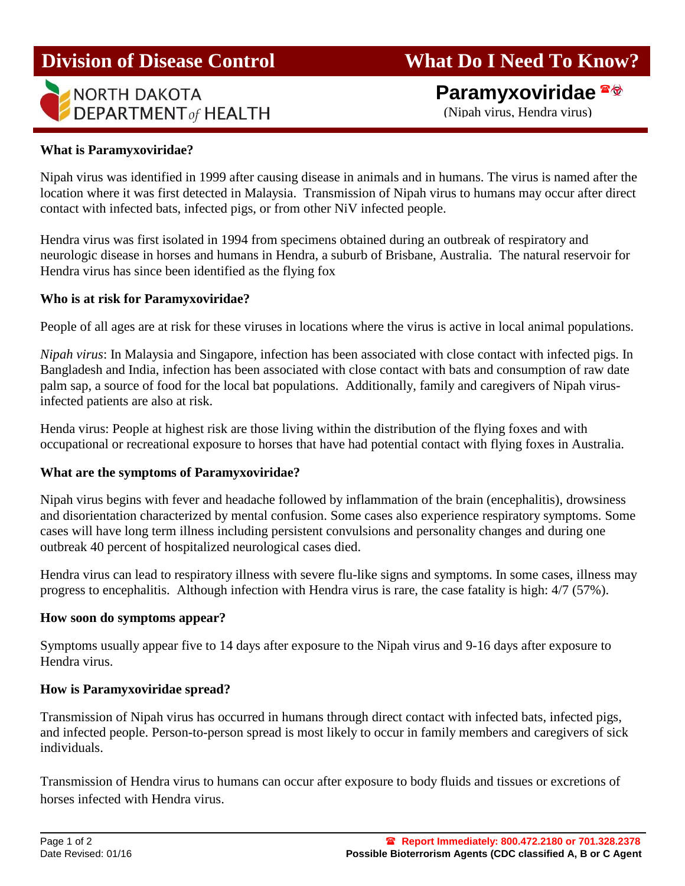# Division of Disease Control

# What Do I Need To Know?

NORTH DAKOTA DEPARTMENT *of* HEALTH

## Paramyxoviridae ☎☣

(Nipah virus, Hendra virus)

### What is Paramyxoviridae?

Nipah virus was identified in 1999 after causing disease in animals and in humans. The virus is named after the location where it was first detected in Malaysia. Transmission of Nipah virus to humans may occur after direct contact with infected bats, infected pigs, or from other NiV infected people.

Hendra virus was first isolated in 1994 from specimens obtained during an outbreak of respiratory and neurologic disease in horses and humans in Hendra, a suburb of Brisbane, Australia. The natural reservoir for Hendra virus has since been identified as the flying fox

### Who is at risk for Paramyxoviridae?

People of all ages are at risk for these viruses in locations where the virus is active in local animal populations.

*Nipah virus*: In Malaysia and Singapore, infection has been associated with close contact with infected pigs. In Bangladesh and India, infection has been associated with close contact with bats and consumption of raw date palm sap, a source of food for the local bat populations. Additionally, family and caregivers of Nipah virus-infected patients are also at risk.

Henda virus: People at highest risk are those living within the distribution of the flying foxes and with occupational or recreational exposure to horses that have had potential contact with flying foxes in Australia.

### What are the symptoms of Paramyxoviridae?

Nipah virus begins with fever and headache followed by inflammation of the brain (encephalitis), drowsiness and disorientation characterized by mental confusion. Some cases also experience respiratory symptoms. Some cases will have long term illness including persistent convulsions and personality changes and during one outbreak 40 percent of hospitalized neurological cases died.

Hendra virus can lead to respiratory illness with severe flu-like signs and symptoms. In some cases, illness may progress to encephalitis. Although infection with Hendra virus is rare, the case fatality is high: 4/7 (57%).

### How soon do symptoms appear?

Symptoms usually appear five to 14 days after exposure to the Nipah virus and 9-16 days after exposure to Hendra virus.

### How is Paramyxoviridae spread?

Transmission of Nipah virus has occurred in humans through direct contact with infected bats, infected pigs, and infected people. Person-to-person spread is most likely to occur in family members and caregivers of sick individuals.

Transmission of Hendra virus to humans can occur after exposure to body fluids and tissues or excretions of horses infected with Hendra virus.

☎ **Report Immediately: 800.472.2180 or 701.328.2378**
**Possible Bioterrorism Agents (CDC classified A, B or C Agent**

Date Revised: 01/16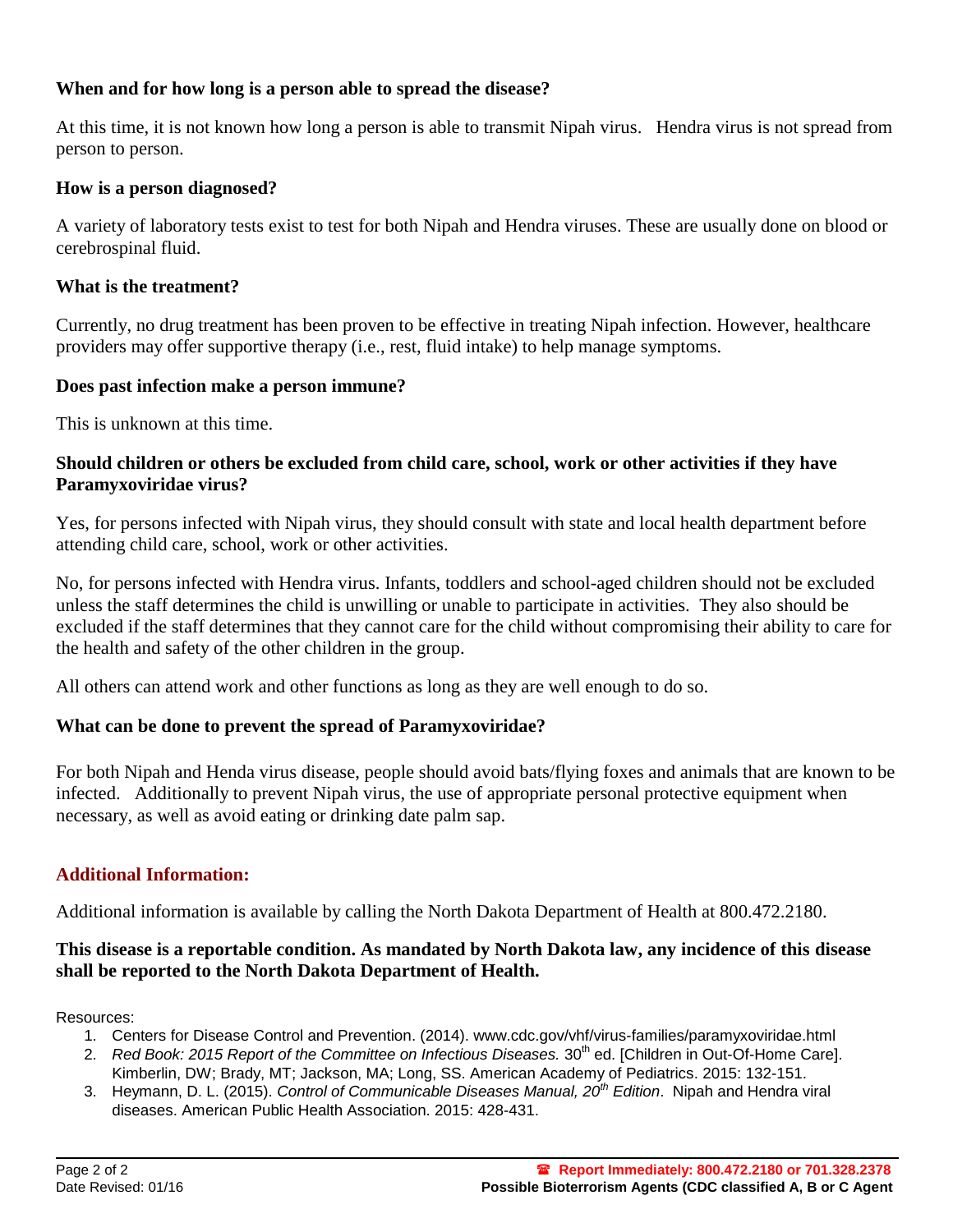### When and for how long is a person able to spread the disease?

At this time, it is not known how long a person is able to transmit Nipah virus. Hendra virus is not spread from person to person.

### How is a person diagnosed?

A variety of laboratory tests exist to test for both Nipah and Hendra viruses. These are usually done on blood or cerebrospinal fluid.

### What is the treatment?

Currently, no drug treatment has been proven to be effective in treating Nipah infection. However, healthcare providers may offer supportive therapy (i.e., rest, fluid intake) to help manage symptoms.

### Does past infection make a person immune?

This is unknown at this time.

### Should children or others be excluded from child care, school, work or other activities if they have Paramyxoviridae virus?

Yes, for persons infected with Nipah virus, they should consult with state and local health department before attending child care, school, work or other activities.

No, for persons infected with Hendra virus. Infants, toddlers and school-aged children should not be excluded unless the staff determines the child is unwilling or unable to participate in activities. They also should be excluded if the staff determines that they cannot care for the child without compromising their ability to care for the health and safety of the other children in the group.

All others can attend work and other functions as long as they are well enough to do so.

### What can be done to prevent the spread of Paramyxoviridae?

For both Nipah and Henda virus disease, people should avoid bats/flying foxes and animals that are known to be infected. Additionally to prevent Nipah virus, the use of appropriate personal protective equipment when necessary, as well as avoid eating or drinking date palm sap.

## Additional Information:

Additional information is available by calling the North Dakota Department of Health at 800.472.2180.

**This disease is a reportable condition. As mandated by North Dakota law, any incidence of this disease shall be reported to the North Dakota Department of Health.**

Resources:

1. Centers for Disease Control and Prevention. (2014). www.cdc.gov/vhf/virus-families/paramyxoviridae.html
2. *Red Book: 2015 Report of the Committee on Infectious Diseases.* 30th ed. [Children in Out-Of-Home Care]. Kimberlin, DW; Brady, MT; Jackson, MA; Long, SS. American Academy of Pediatrics. 2015: 132-151.
3. Heymann, D. L. (2015). *Control of Communicable Diseases Manual, 20th Edition*. Nipah and Hendra viral diseases. American Public Health Association. 2015: 428-431.

Date Revised: 01/16

**☎ Report Immediately: 800.472.2180 or 701.328.2378**

**Possible Bioterrorism Agents (CDC classified A, B or C Agent**